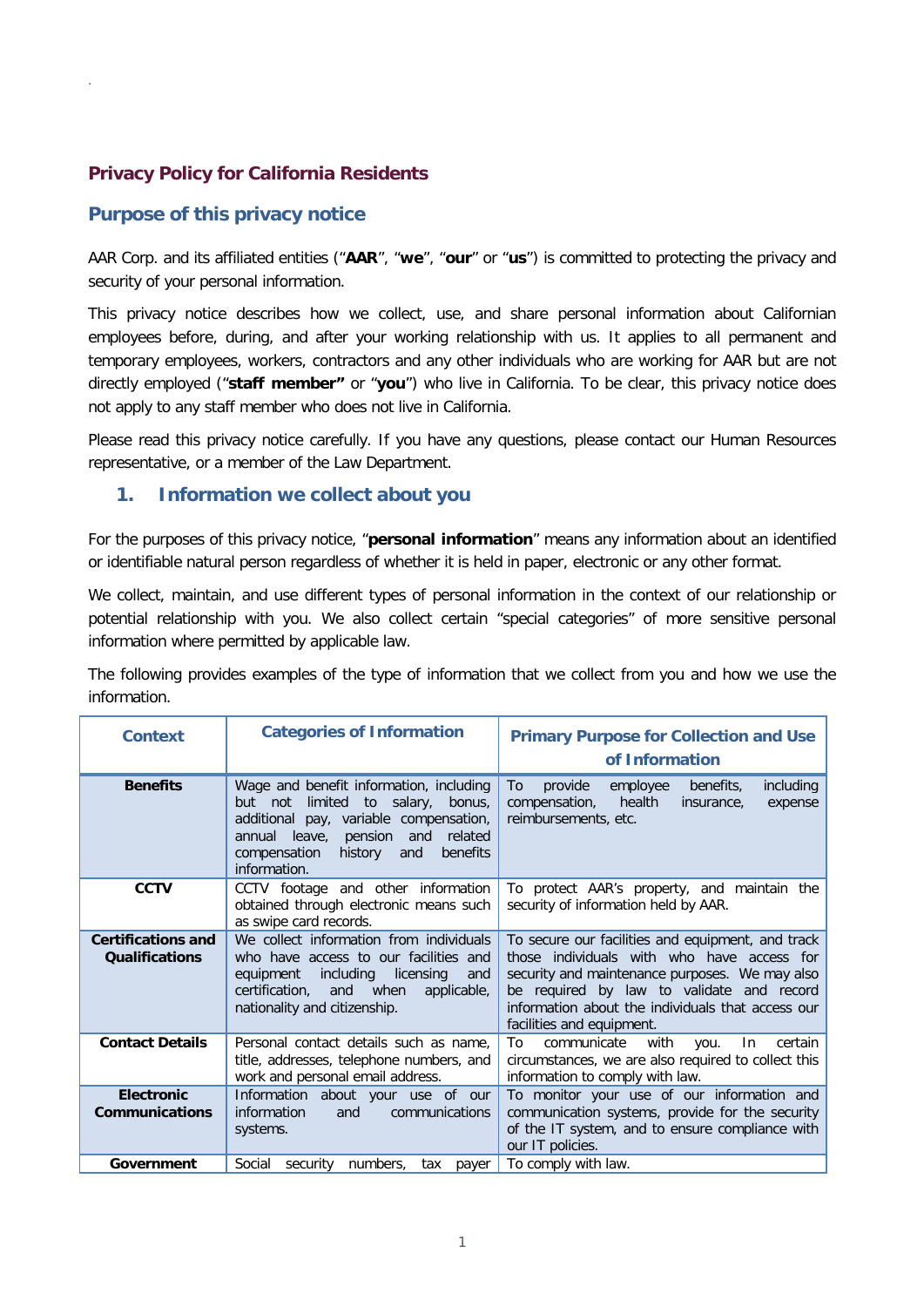## Privacy Policy for California Residents

## Purpose of this privacy notice

AAR Corp. and its affiliated entities ("**AAR**", "**we**", "**our**" or "**us**") is committed to protecting the privacy and security of your personal information.

This privacy notice describes how we collect, use, and share personal information about Californian employees before, during, and after your working relationship with us. It applies to all permanent and temporary employees, workers, contractors and any other individuals who are working for AAR but are not directly employed ("**staff member"** or "**you**") who live in California. To be clear, this privacy notice does not apply to any staff member who does not live in California.

Please read this privacy notice carefully. If you have any questions, please contact our Human Resources representative, or a member of the Law Department.

### 1. Information we collect about you

For the purposes of this privacy notice, "**personal information**" means any information about an identified or identifiable natural person regardless of whether it is held in paper, electronic or any other format.

We collect, maintain, and use different types of personal information in the context of our relationship or potential relationship with you. We also collect certain "special categories" of more sensitive personal information where permitted by applicable law.

The following provides examples of the type of information that we collect from you and how we use the information.

| Context | Categories of Information | Primary Purpose for Collection and Use of Information |
|---|---|---|
| **Benefits** | Wage and benefit information, including but not limited to salary, bonus, additional pay, variable compensation, annual leave, pension and related compensation history and benefits information. | To provide employee benefits, including compensation, health insurance, expense reimbursements, etc. |
| **CCTV** | CCTV footage and other information obtained through electronic means such as swipe card records. | To protect AAR's property, and maintain the security of information held by AAR. |
| **Certifications and Qualifications** | We collect information from individuals who have access to our facilities and equipment including licensing and certification, and when applicable, nationality and citizenship. | To secure our facilities and equipment, and track those individuals with who have access for security and maintenance purposes. We may also be required by law to validate and record information about the individuals that access our facilities and equipment. |
| **Contact Details** | Personal contact details such as name, title, addresses, telephone numbers, and work and personal email address. | To communicate with you. In certain circumstances, we are also required to collect this information to comply with law. |
| **Electronic Communications** | Information about your use of our information and communications systems. | To monitor your use of our information and communication systems, provide for the security of the IT system, and to ensure compliance with our IT policies. |
| **Government** | Social security numbers, tax payer | To comply with law. |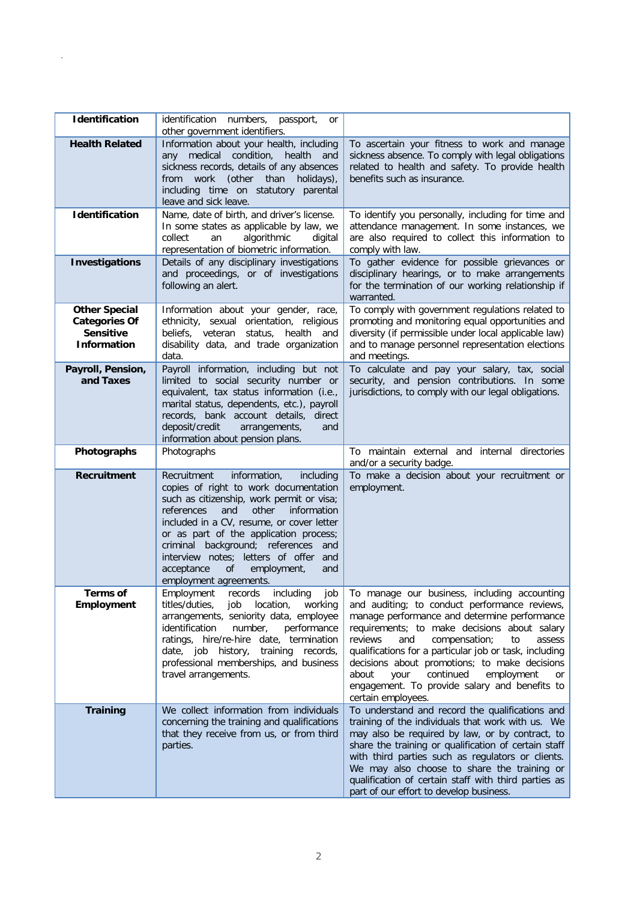| | | |
|---|---|---|
| **Identification** | identification numbers, passport, or other government identifiers. | |
| **Health Related** | Information about your health, including any medical condition, health and sickness records, details of any absences from work (other than holidays), including time on statutory parental leave and sick leave. | To ascertain your fitness to work and manage sickness absence. To comply with legal obligations related to health and safety. To provide health benefits such as insurance. |
| **Identification** | Name, date of birth, and driver's license. In some states as applicable by law, we collect an algorithmic digital representation of biometric information. | To identify you personally, including for time and attendance management. In some instances, we are also required to collect this information to comply with law. |
| **Investigations** | Details of any disciplinary investigations and proceedings, or of investigations following an alert. | To gather evidence for possible grievances or disciplinary hearings, or to make arrangements for the termination of our working relationship if warranted. |
| **Other Special Categories Of Sensitive Information** | Information about your gender, race, ethnicity, sexual orientation, religious beliefs, veteran status, health and disability data, and trade organization data. | To comply with government regulations related to promoting and monitoring equal opportunities and diversity (if permissible under local applicable law) and to manage personnel representation elections and meetings. |
| **Payroll, Pension, and Taxes** | Payroll information, including but not limited to social security number or equivalent, tax status information (i.e., marital status, dependents, etc.), payroll records, bank account details, direct deposit/credit arrangements, and information about pension plans. | To calculate and pay your salary, tax, social security, and pension contributions. In some jurisdictions, to comply with our legal obligations. |
| **Photographs** | Photographs | To maintain external and internal directories and/or a security badge. |
| **Recruitment** | Recruitment information, including copies of right to work documentation such as citizenship, work permit or visa; references and other information included in a CV, resume, or cover letter or as part of the application process; criminal background; references and interview notes; letters of offer and acceptance of employment, and employment agreements. | To make a decision about your recruitment or employment. |
| **Terms of Employment** | Employment records including job titles/duties, job location, working arrangements, seniority data, employee identification number, performance ratings, hire/re-hire date, termination date, job history, training records, professional memberships, and business travel arrangements. | To manage our business, including accounting and auditing; to conduct performance reviews, manage performance and determine performance requirements; to make decisions about salary reviews and compensation; to assess qualifications for a particular job or task, including decisions about promotions; to make decisions about your continued employment or engagement. To provide salary and benefits to certain employees. |
| **Training** | We collect information from individuals concerning the training and qualifications that they receive from us, or from third parties. | To understand and record the qualifications and training of the individuals that work with us. We may also be required by law, or by contract, to share the training or qualification of certain staff with third parties such as regulators or clients. We may also choose to share the training or qualification of certain staff with third parties as part of our effort to develop business. |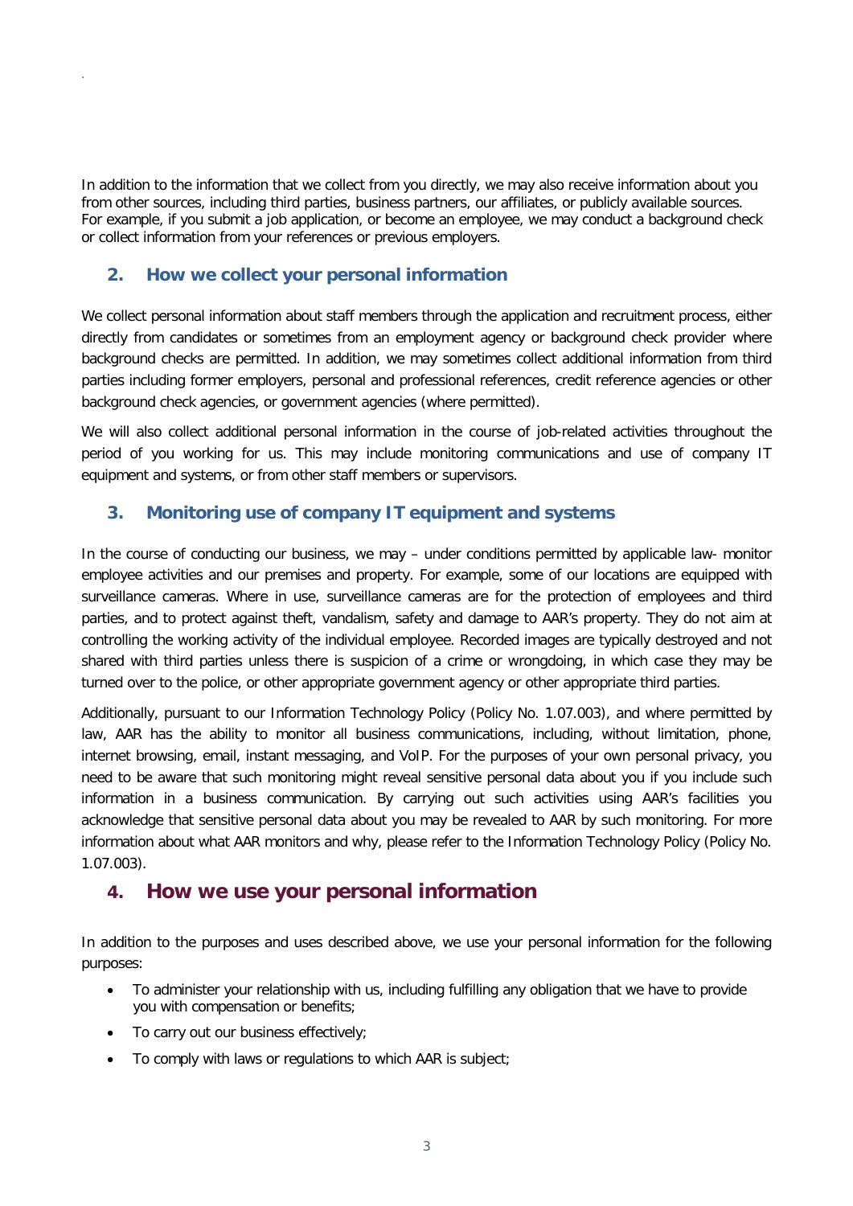In addition to the information that we collect from you directly, we may also receive information about you from other sources, including third parties, business partners, our affiliates, or publicly available sources. For example, if you submit a job application, or become an employee, we may conduct a background check or collect information from your references or previous employers.

## 2. How we collect your personal information

We collect personal information about staff members through the application and recruitment process, either directly from candidates or sometimes from an employment agency or background check provider where background checks are permitted. In addition, we may sometimes collect additional information from third parties including former employers, personal and professional references, credit reference agencies or other background check agencies, or government agencies (where permitted).

We will also collect additional personal information in the course of job-related activities throughout the period of you working for us. This may include monitoring communications and use of company IT equipment and systems, or from other staff members or supervisors.

## 3. Monitoring use of company IT equipment and systems

In the course of conducting our business, we may – under conditions permitted by applicable law- monitor employee activities and our premises and property. For example, some of our locations are equipped with surveillance cameras. Where in use, surveillance cameras are for the protection of employees and third parties, and to protect against theft, vandalism, safety and damage to AAR's property. They do not aim at controlling the working activity of the individual employee. Recorded images are typically destroyed and not shared with third parties unless there is suspicion of a crime or wrongdoing, in which case they may be turned over to the police, or other appropriate government agency or other appropriate third parties.

Additionally, pursuant to our Information Technology Policy (Policy No. 1.07.003), and where permitted by law, AAR has the ability to monitor all business communications, including, without limitation, phone, internet browsing, email, instant messaging, and VoIP. For the purposes of your own personal privacy, you need to be aware that such monitoring might reveal sensitive personal data about you if you include such information in a business communication. By carrying out such activities using AAR's facilities you acknowledge that sensitive personal data about you may be revealed to AAR by such monitoring. For more information about what AAR monitors and why, please refer to the Information Technology Policy (Policy No. 1.07.003).

## 4. How we use your personal information

In addition to the purposes and uses described above, we use your personal information for the following purposes:

- To administer your relationship with us, including fulfilling any obligation that we have to provide you with compensation or benefits;
- To carry out our business effectively;
- To comply with laws or regulations to which AAR is subject;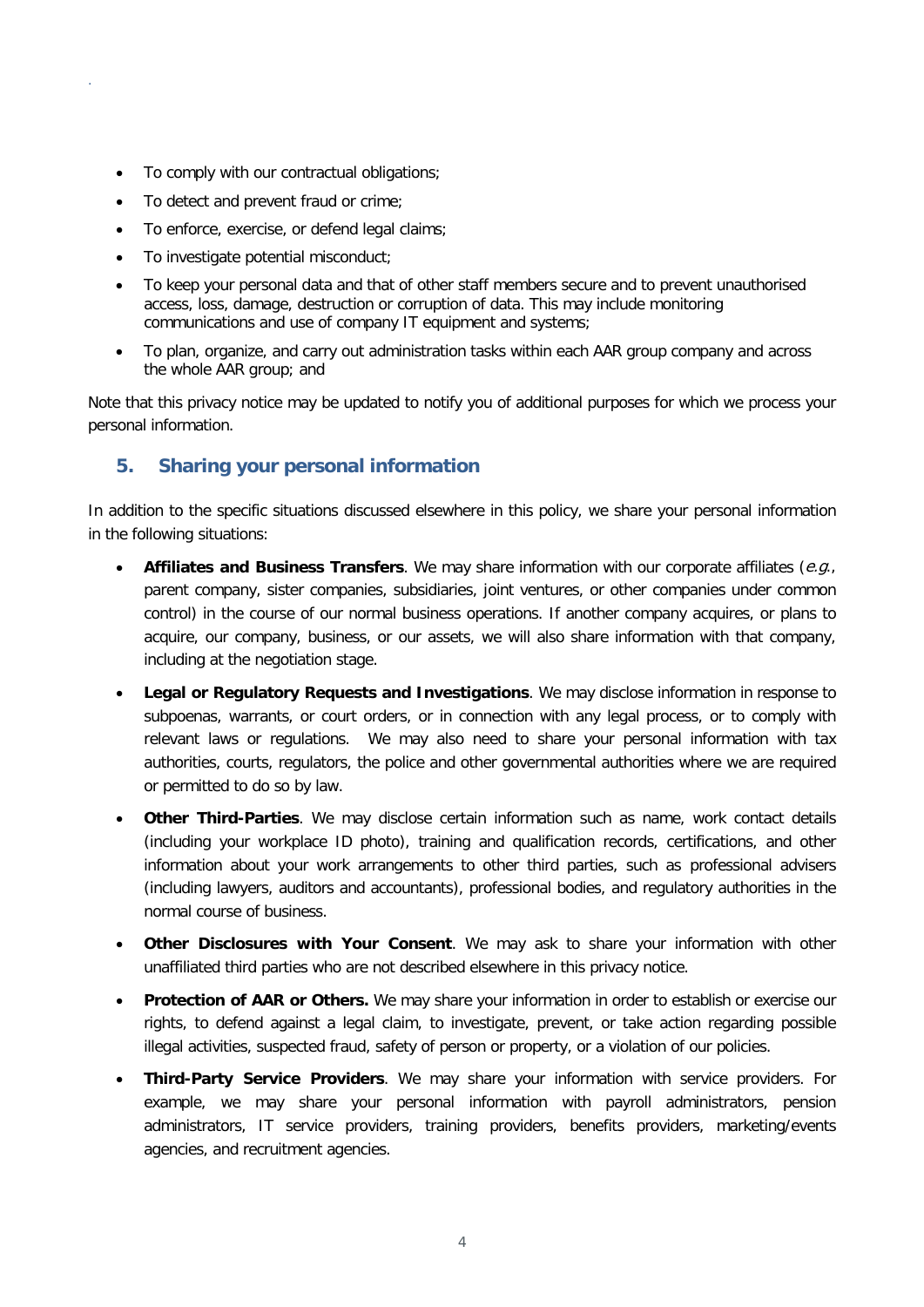- To comply with our contractual obligations;
- To detect and prevent fraud or crime;
- To enforce, exercise, or defend legal claims;
- To investigate potential misconduct;
- To keep your personal data and that of other staff members secure and to prevent unauthorised access, loss, damage, destruction or corruption of data. This may include monitoring communications and use of company IT equipment and systems;
- To plan, organize, and carry out administration tasks within each AAR group company and across the whole AAR group; and

Note that this privacy notice may be updated to notify you of additional purposes for which we process your personal information.

## 5. Sharing your personal information

In addition to the specific situations discussed elsewhere in this policy, we share your personal information in the following situations:

- **Affiliates and Business Transfers**. We may share information with our corporate affiliates (*e.g.*, parent company, sister companies, subsidiaries, joint ventures, or other companies under common control) in the course of our normal business operations. If another company acquires, or plans to acquire, our company, business, or our assets, we will also share information with that company, including at the negotiation stage.
- **Legal or Regulatory Requests and Investigations**. We may disclose information in response to subpoenas, warrants, or court orders, or in connection with any legal process, or to comply with relevant laws or regulations. We may also need to share your personal information with tax authorities, courts, regulators, the police and other governmental authorities where we are required or permitted to do so by law.
- **Other Third-Parties**. We may disclose certain information such as name, work contact details (including your workplace ID photo), training and qualification records, certifications, and other information about your work arrangements to other third parties, such as professional advisers (including lawyers, auditors and accountants), professional bodies, and regulatory authorities in the normal course of business.
- **Other Disclosures with Your Consent**. We may ask to share your information with other unaffiliated third parties who are not described elsewhere in this privacy notice.
- **Protection of AAR or Others.** We may share your information in order to establish or exercise our rights, to defend against a legal claim, to investigate, prevent, or take action regarding possible illegal activities, suspected fraud, safety of person or property, or a violation of our policies.
- **Third-Party Service Providers**. We may share your information with service providers. For example, we may share your personal information with payroll administrators, pension administrators, IT service providers, training providers, benefits providers, marketing/events agencies, and recruitment agencies.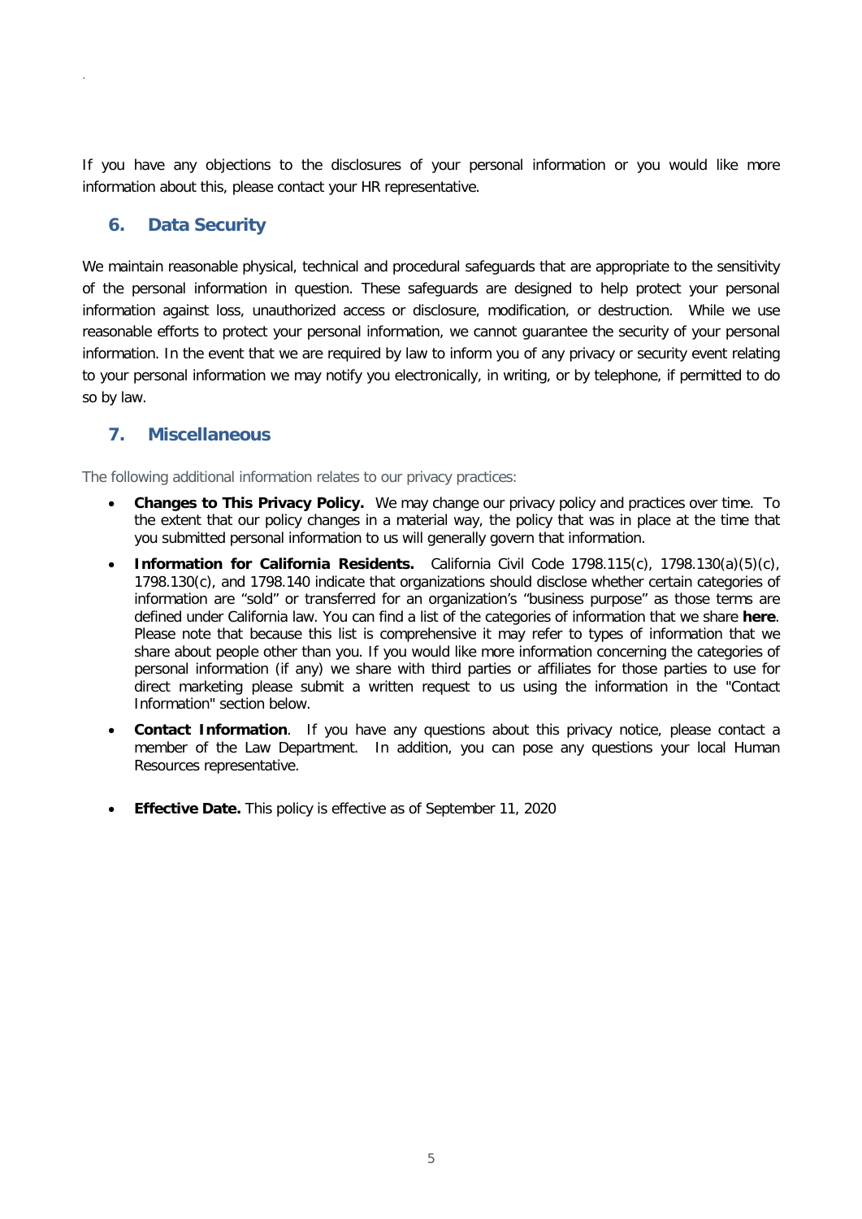If you have any objections to the disclosures of your personal information or you would like more information about this, please contact your HR representative.

## 6. Data Security

We maintain reasonable physical, technical and procedural safeguards that are appropriate to the sensitivity of the personal information in question. These safeguards are designed to help protect your personal information against loss, unauthorized access or disclosure, modification, or destruction. While we use reasonable efforts to protect your personal information, we cannot guarantee the security of your personal information. In the event that we are required by law to inform you of any privacy or security event relating to your personal information we may notify you electronically, in writing, or by telephone, if permitted to do so by law.

## 7. Miscellaneous

The following additional information relates to our privacy practices:

- **Changes to This Privacy Policy.** We may change our privacy policy and practices over time. To the extent that our policy changes in a material way, the policy that was in place at the time that you submitted personal information to us will generally govern that information.
- **Information for California Residents.** California Civil Code 1798.115(c), 1798.130(a)(5)(c), 1798.130(c), and 1798.140 indicate that organizations should disclose whether certain categories of information are "sold" or transferred for an organization's "business purpose" as those terms are defined under California law. You can find a list of the categories of information that we share **here**. Please note that because this list is comprehensive it may refer to types of information that we share about people other than you. If you would like more information concerning the categories of personal information (if any) we share with third parties or affiliates for those parties to use for direct marketing please submit a written request to us using the information in the "Contact Information" section below.
- **Contact Information**. If you have any questions about this privacy notice, please contact a member of the Law Department. In addition, you can pose any questions your local Human Resources representative.
- **Effective Date.** This policy is effective as of September 11, 2020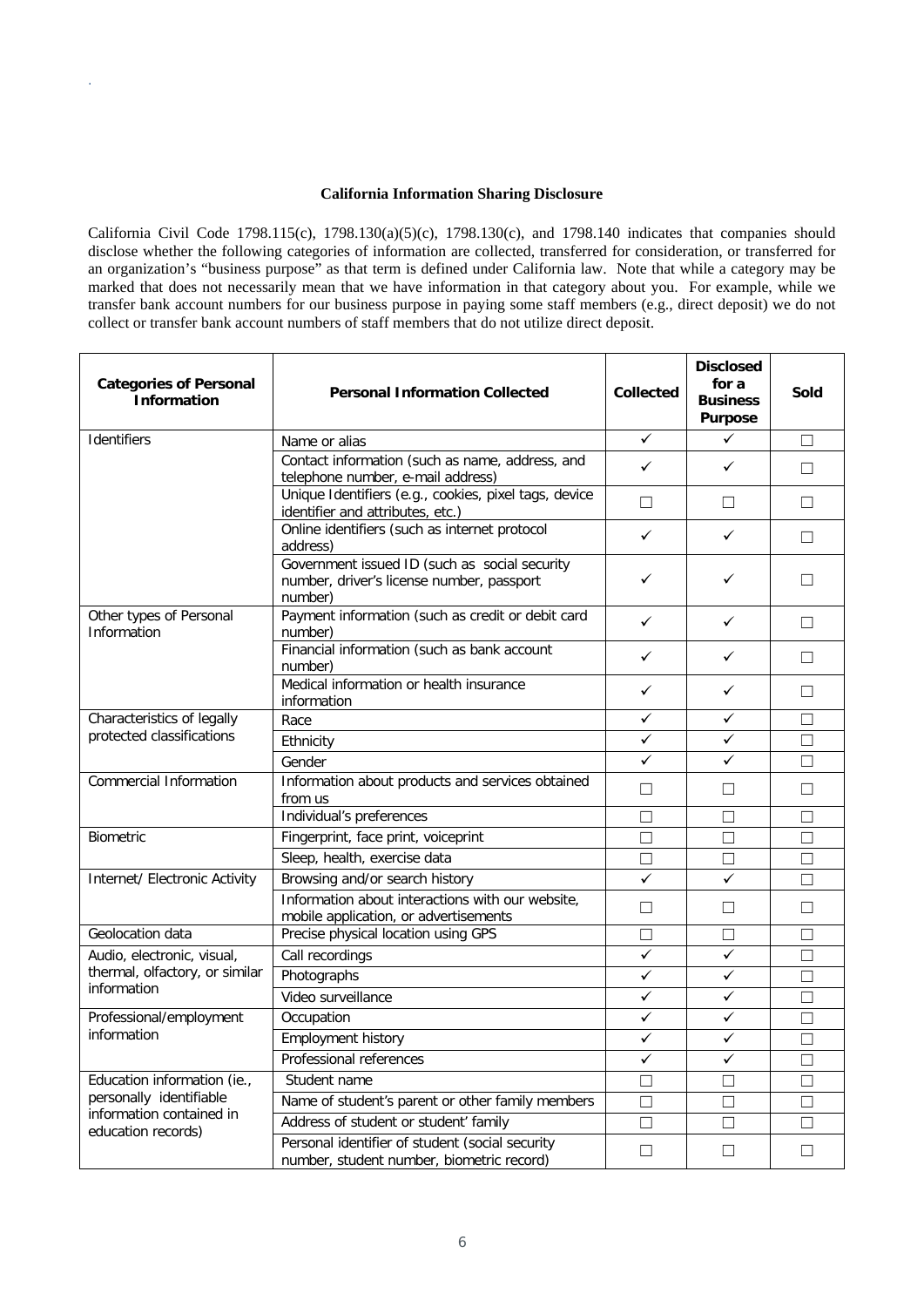**California Information Sharing Disclosure**

California Civil Code 1798.115(c), 1798.130(a)(5)(c), 1798.130(c), and 1798.140 indicates that companies should disclose whether the following categories of information are collected, transferred for consideration, or transferred for an organization's "business purpose" as that term is defined under California law. Note that while a category may be marked that does not necessarily mean that we have information in that category about you. For example, while we transfer bank account numbers for our business purpose in paying some staff members (e.g., direct deposit) we do not collect or transfer bank account numbers of staff members that do not utilize direct deposit.

| Categories of Personal Information | Personal Information Collected | Collected | Disclosed for a Business Purpose | Sold |
|---|---|---|---|---|
| Identifiers | Name or alias | ✓ | ✓ | ☐ |
| | Contact information (such as name, address, and telephone number, e-mail address) | ✓ | ✓ | ☐ |
| | Unique Identifiers (e.g., cookies, pixel tags, device identifier and attributes, etc.) | ☐ | ☐ | ☐ |
| | Online identifiers (such as internet protocol address) | ✓ | ✓ | ☐ |
| | Government issued ID (such as social security number, driver's license number, passport number) | ✓ | ✓ | ☐ |
| Other types of Personal Information | Payment information (such as credit or debit card number) | ✓ | ✓ | ☐ |
| | Financial information (such as bank account number) | ✓ | ✓ | ☐ |
| | Medical information or health insurance information | ✓ | ✓ | ☐ |
| Characteristics of legally protected classifications | Race | ✓ | ✓ | ☐ |
| | Ethnicity | ✓ | ✓ | ☐ |
| | Gender | ✓ | ✓ | ☐ |
| Commercial Information | Information about products and services obtained from us | ☐ | ☐ | ☐ |
| | Individual's preferences | ☐ | ☐ | ☐ |
| Biometric | Fingerprint, face print, voiceprint | ☐ | ☐ | ☐ |
| | Sleep, health, exercise data | ☐ | ☐ | ☐ |
| Internet/ Electronic Activity | Browsing and/or search history | ✓ | ✓ | ☐ |
| | Information about interactions with our website, mobile application, or advertisements | ☐ | ☐ | ☐ |
| Geolocation data | Precise physical location using GPS | ☐ | ☐ | ☐ |
| Audio, electronic, visual, thermal, olfactory, or similar information | Call recordings | ✓ | ✓ | ☐ |
| | Photographs | ✓ | ✓ | ☐ |
| | Video surveillance | ✓ | ✓ | ☐ |
| Professional/employment information | Occupation | ✓ | ✓ | ☐ |
| | Employment history | ✓ | ✓ | ☐ |
| | Professional references | ✓ | ✓ | ☐ |
| Education information (ie., personally identifiable information contained in education records) | Student name | ☐ | ☐ | ☐ |
| | Name of student's parent or other family members | ☐ | ☐ | ☐ |
| | Address of student or student' family | ☐ | ☐ | ☐ |
| | Personal identifier of student (social security number, student number, biometric record) | ☐ | ☐ | ☐ |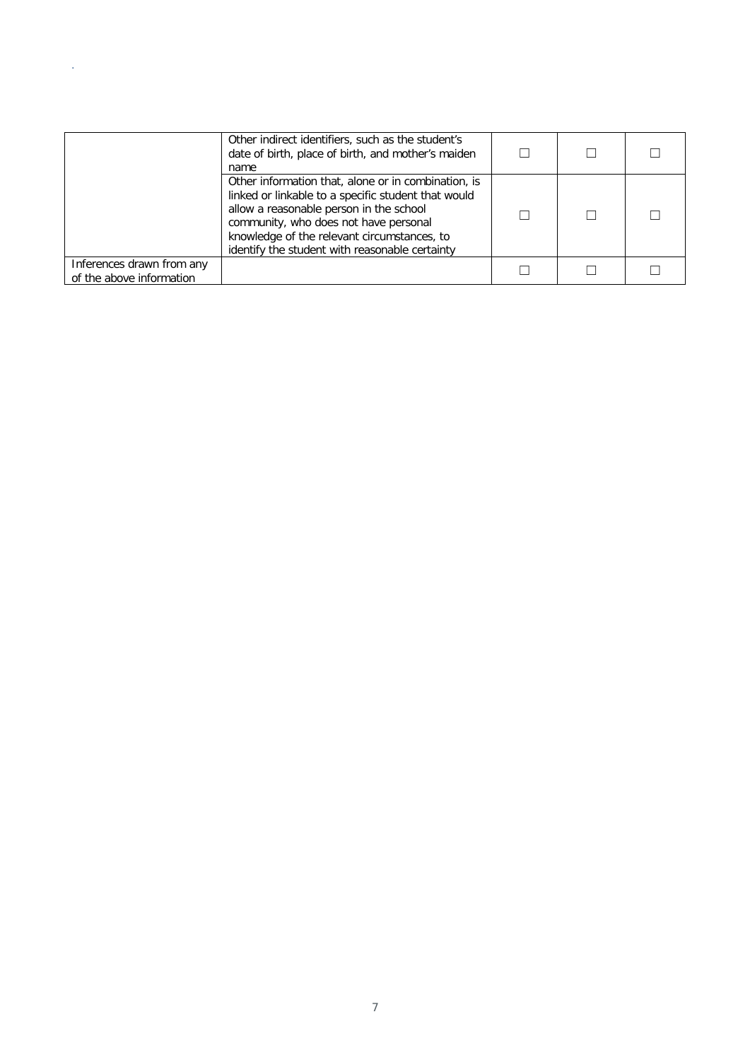| | | | | |
|---|---|---|---|---|
| | Other indirect identifiers, such as the student's date of birth, place of birth, and mother's maiden name | ☐ | ☐ | ☐ |
| | Other information that, alone or in combination, is linked or linkable to a specific student that would allow a reasonable person in the school community, who does not have personal knowledge of the relevant circumstances, to identify the student with reasonable certainty | ☐ | ☐ | ☐ |
| Inferences drawn from any of the above information | | ☐ | ☐ | ☐ |